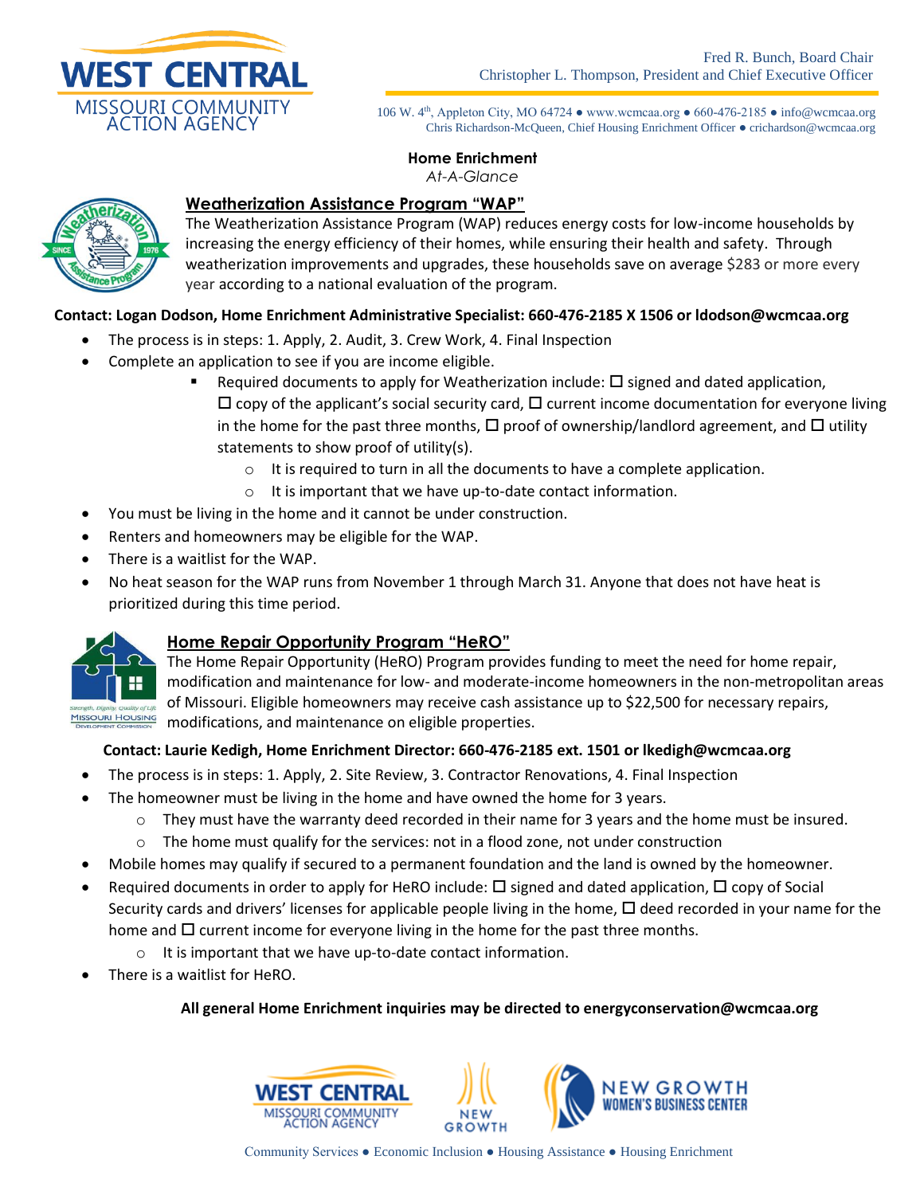Fred R. Bunch, Board Chair
Christopher L. Thompson, President and Chief Executive Officer

106 W. 4th, Appleton City, MO 64724 ● www.wcmcaa.org ● 660-476-2185 ● info@wcmcaa.org
Chris Richardson-McQueen, Chief Housing Enrichment Officer ● crichardson@wcmcaa.org

# Home Enrichment

*At-A-Glance*

## Weatherization Assistance Program "WAP"

The Weatherization Assistance Program (WAP) reduces energy costs for low-income households by increasing the energy efficiency of their homes, while ensuring their health and safety. Through weatherization improvements and upgrades, these households save on average $283 or more every year according to a national evaluation of the program.

**Contact: Logan Dodson, Home Enrichment Administrative Specialist: 660-476-2185 X 1506 or ldodson@wcmcaa.org**

- The process is in steps: 1. Apply, 2. Audit, 3. Crew Work, 4. Final Inspection
- Complete an application to see if you are income eligible.
  - Required documents to apply for Weatherization include: ☐ signed and dated application, ☐ copy of the applicant's social security card, ☐ current income documentation for everyone living in the home for the past three months, ☐ proof of ownership/landlord agreement, and ☐ utility statements to show proof of utility(s).
    - It is required to turn in all the documents to have a complete application.
    - It is important that we have up-to-date contact information.
- You must be living in the home and it cannot be under construction.
- Renters and homeowners may be eligible for the WAP.
- There is a waitlist for the WAP.
- No heat season for the WAP runs from November 1 through March 31. Anyone that does not have heat is prioritized during this time period.

## Home Repair Opportunity Program "HeRO"

The Home Repair Opportunity (HeRO) Program provides funding to meet the need for home repair, modification and maintenance for low- and moderate-income homeowners in the non-metropolitan areas of Missouri. Eligible homeowners may receive cash assistance up to $22,500 for necessary repairs, modifications, and maintenance on eligible properties.

**Contact: Laurie Kedigh, Home Enrichment Director: 660-476-2185 ext. 1501 or lkedigh@wcmcaa.org**

- The process is in steps: 1. Apply, 2. Site Review, 3. Contractor Renovations, 4. Final Inspection
- The homeowner must be living in the home and have owned the home for 3 years.
  - They must have the warranty deed recorded in their name for 3 years and the home must be insured.
  - The home must qualify for the services: not in a flood zone, not under construction
- Mobile homes may qualify if secured to a permanent foundation and the land is owned by the homeowner.
- Required documents in order to apply for HeRO include: ☐ signed and dated application, ☐ copy of Social Security cards and drivers' licenses for applicable people living in the home, ☐ deed recorded in your name for the home and ☐ current income for everyone living in the home for the past three months.
  - It is important that we have up-to-date contact information.
- There is a waitlist for HeRO.

**All general Home Enrichment inquiries may be directed to energyconservation@wcmcaa.org**

Community Services ● Economic Inclusion ● Housing Assistance ● Housing Enrichment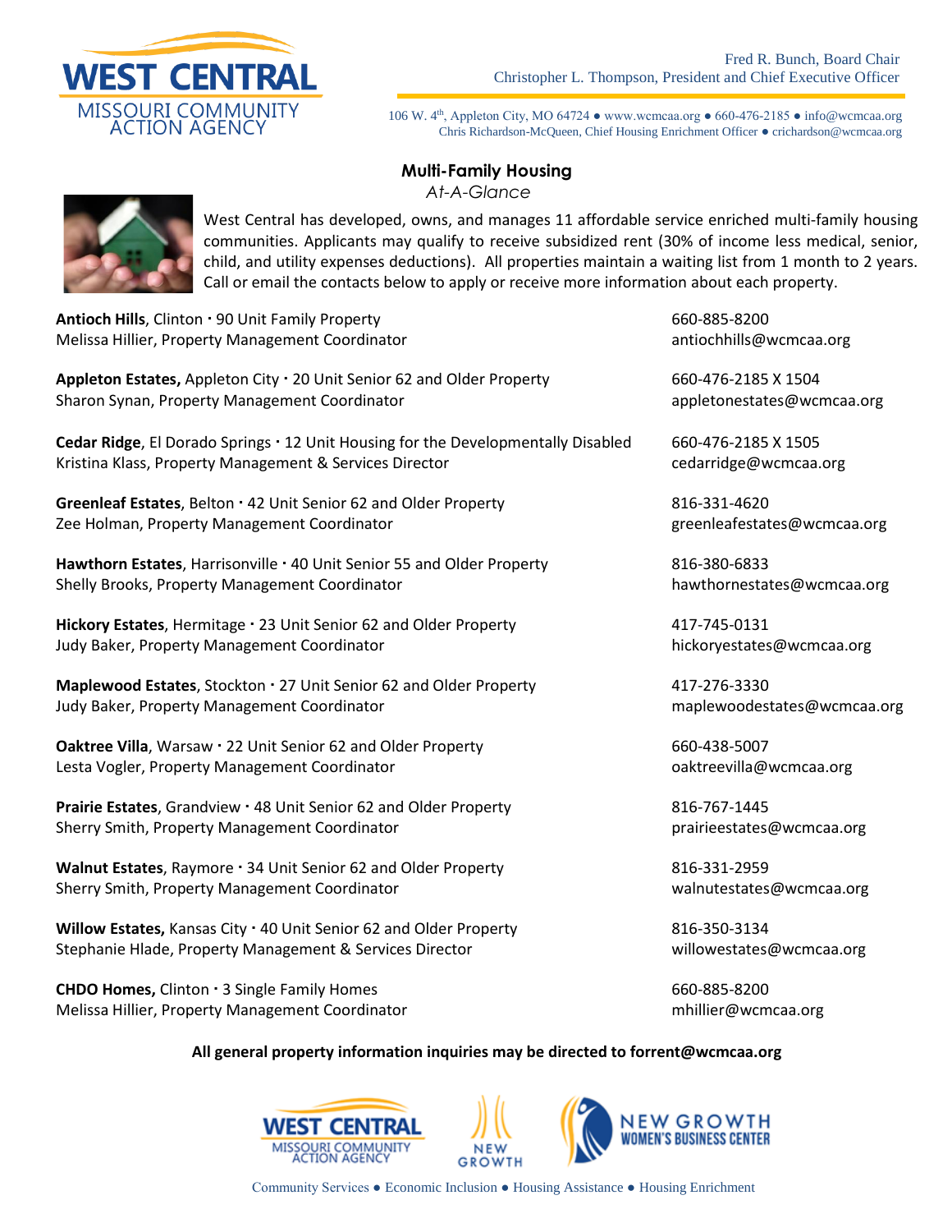WEST CENTRAL MISSOURI COMMUNITY ACTION AGENCY

Fred R. Bunch, Board Chair
Christopher L. Thompson, President and Chief Executive Officer

106 W. 4th, Appleton City, MO 64724 ● www.wcmcaa.org ● 660-476-2185 ● info@wcmcaa.org
Chris Richardson-McQueen, Chief Housing Enrichment Officer ● crichardson@wcmcaa.org

## Multi-Family Housing

*At-A-Glance*

West Central has developed, owns, and manages 11 affordable service enriched multi-family housing communities. Applicants may qualify to receive subsidized rent (30% of income less medical, senior, child, and utility expenses deductions). All properties maintain a waiting list from 1 month to 2 years. Call or email the contacts below to apply or receive more information about each property.

**Antioch Hills**, Clinton · 90 Unit Family Property
Melissa Hillier, Property Management Coordinator
660-885-8200
antiochhills@wcmcaa.org

**Appleton Estates,** Appleton City · 20 Unit Senior 62 and Older Property
Sharon Synan, Property Management Coordinator
660-476-2185 X 1504
appletonestates@wcmcaa.org

**Cedar Ridge**, El Dorado Springs · 12 Unit Housing for the Developmentally Disabled
Kristina Klass, Property Management & Services Director
660-476-2185 X 1505
cedarridge@wcmcaa.org

**Greenleaf Estates**, Belton · 42 Unit Senior 62 and Older Property
Zee Holman, Property Management Coordinator
816-331-4620
greenleafestates@wcmcaa.org

**Hawthorn Estates**, Harrisonville · 40 Unit Senior 55 and Older Property
Shelly Brooks, Property Management Coordinator
816-380-6833
hawthornestates@wcmcaa.org

**Hickory Estates**, Hermitage · 23 Unit Senior 62 and Older Property
Judy Baker, Property Management Coordinator
417-745-0131
hickoryestates@wcmcaa.org

**Maplewood Estates**, Stockton · 27 Unit Senior 62 and Older Property
Judy Baker, Property Management Coordinator
417-276-3330
maplewoodestates@wcmcaa.org

**Oaktree Villa**, Warsaw · 22 Unit Senior 62 and Older Property
Lesta Vogler, Property Management Coordinator
660-438-5007
oaktreevilla@wcmcaa.org

**Prairie Estates**, Grandview · 48 Unit Senior 62 and Older Property
Sherry Smith, Property Management Coordinator
816-767-1445
prairieestates@wcmcaa.org

**Walnut Estates**, Raymore · 34 Unit Senior 62 and Older Property
Sherry Smith, Property Management Coordinator
816-331-2959
walnutestates@wcmcaa.org

**Willow Estates,** Kansas City · 40 Unit Senior 62 and Older Property
Stephanie Hlade, Property Management & Services Director
816-350-3134
willowestates@wcmcaa.org

**CHDO Homes,** Clinton · 3 Single Family Homes
Melissa Hillier, Property Management Coordinator
660-885-8200
mhillier@wcmcaa.org

**All general property information inquiries may be directed to forrent@wcmcaa.org**

WEST CENTRAL MISSOURI COMMUNITY ACTION AGENCY · NEW GROWTH · NEW GROWTH WOMEN'S BUSINESS CENTER

Community Services ● Economic Inclusion ● Housing Assistance ● Housing Enrichment